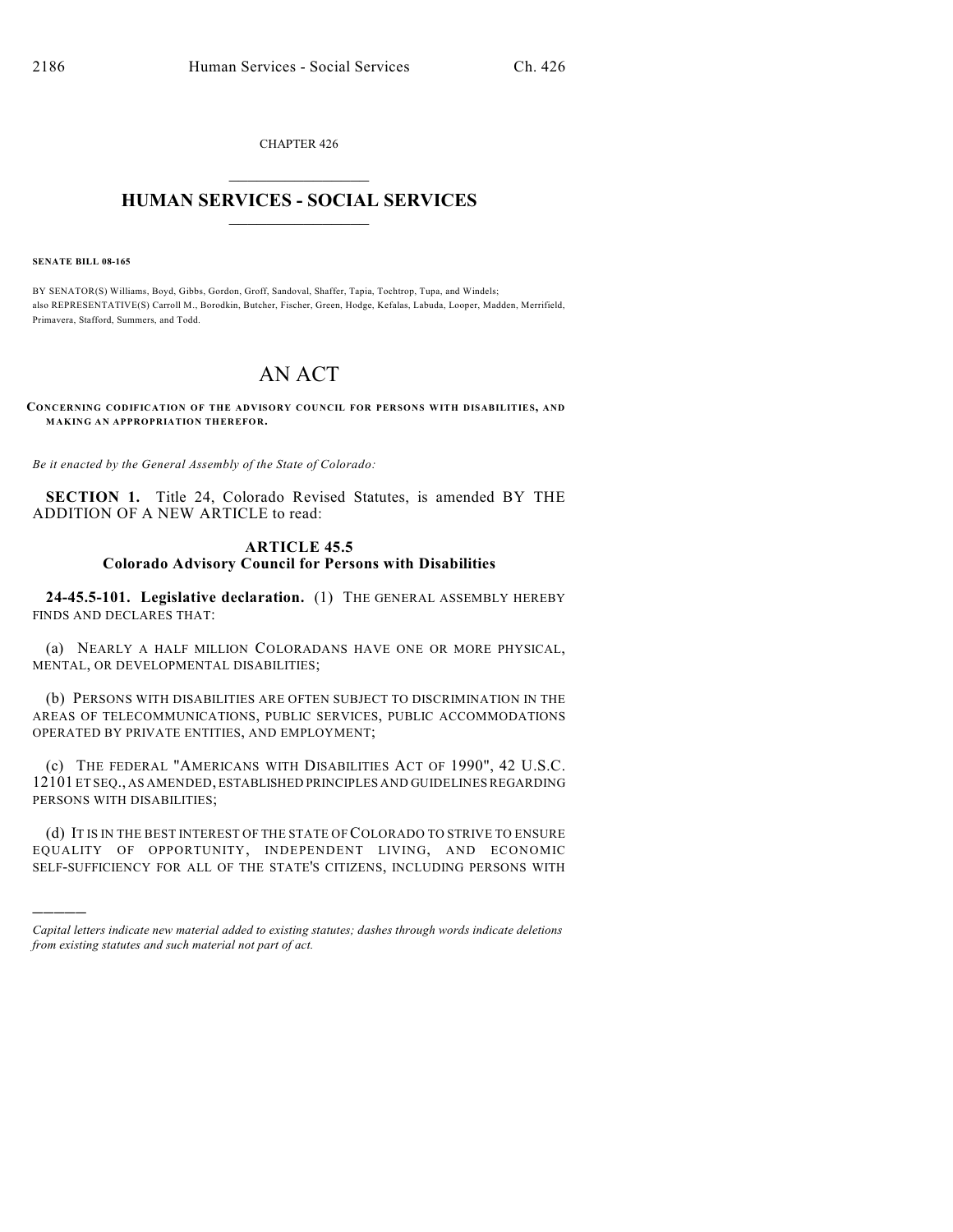CHAPTER 426

# HUMAN SERVICES - SOCIAL SERVICES

**SENATE BILL 08-165**

BY SENATOR(S) Williams, Boyd, Gibbs, Gordon, Groff, Sandoval, Shaffer, Tapia, Tochtrop, Tupa, and Windels;
also REPRESENTATIVE(S) Carroll M., Borodkin, Butcher, Fischer, Green, Hodge, Kefalas, Labuda, Looper, Madden, Merrifield, Primavera, Stafford, Summers, and Todd.

# AN ACT

**CONCERNING CODIFICATION OF THE ADVISORY COUNCIL FOR PERSONS WITH DISABILITIES, AND MAKING AN APPROPRIATION THEREFOR.**

*Be it enacted by the General Assembly of the State of Colorado:*

**SECTION 1.** Title 24, Colorado Revised Statutes, is amended BY THE ADDITION OF A NEW ARTICLE to read:

## ARTICLE 45.5
## Colorado Advisory Council for Persons with Disabilities

**24-45.5-101. Legislative declaration.** (1) THE GENERAL ASSEMBLY HEREBY FINDS AND DECLARES THAT:

(a) NEARLY A HALF MILLION COLORADANS HAVE ONE OR MORE PHYSICAL, MENTAL, OR DEVELOPMENTAL DISABILITIES;

(b) PERSONS WITH DISABILITIES ARE OFTEN SUBJECT TO DISCRIMINATION IN THE AREAS OF TELECOMMUNICATIONS, PUBLIC SERVICES, PUBLIC ACCOMMODATIONS OPERATED BY PRIVATE ENTITIES, AND EMPLOYMENT;

(c) THE FEDERAL "AMERICANS WITH DISABILITIES ACT OF 1990", 42 U.S.C. 12101 ET SEQ., AS AMENDED, ESTABLISHED PRINCIPLES AND GUIDELINES REGARDING PERSONS WITH DISABILITIES;

(d) IT IS IN THE BEST INTEREST OF THE STATE OF COLORADO TO STRIVE TO ENSURE EQUALITY OF OPPORTUNITY, INDEPENDENT LIVING, AND ECONOMIC SELF-SUFFICIENCY FOR ALL OF THE STATE'S CITIZENS, INCLUDING PERSONS WITH

---

*Capital letters indicate new material added to existing statutes; dashes through words indicate deletions from existing statutes and such material not part of act.*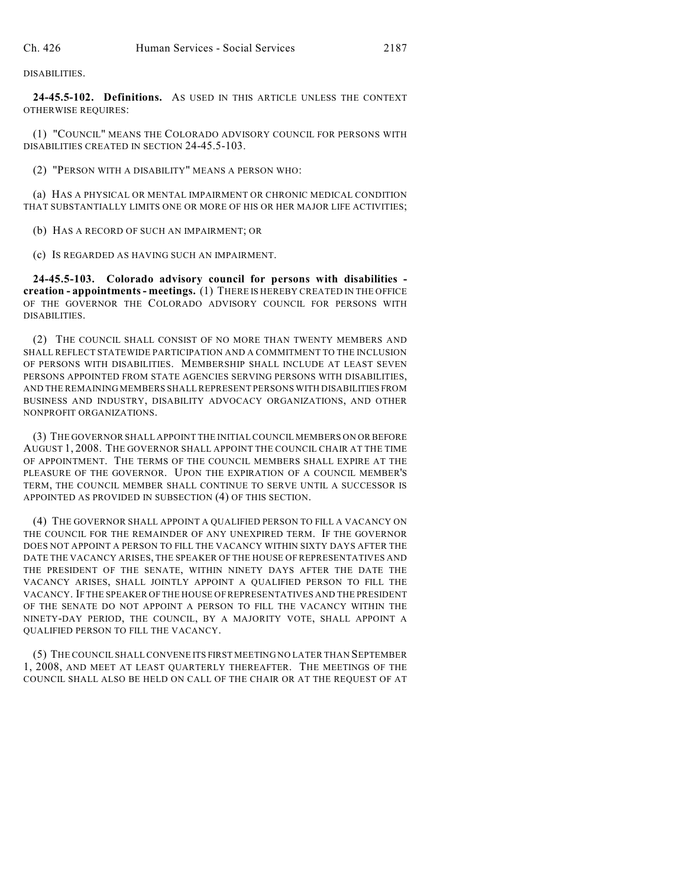DISABILITIES.

**24-45.5-102. Definitions.** AS USED IN THIS ARTICLE UNLESS THE CONTEXT OTHERWISE REQUIRES:

(1) "COUNCIL" MEANS THE COLORADO ADVISORY COUNCIL FOR PERSONS WITH DISABILITIES CREATED IN SECTION 24-45.5-103.

(2) "PERSON WITH A DISABILITY" MEANS A PERSON WHO:

(a) HAS A PHYSICAL OR MENTAL IMPAIRMENT OR CHRONIC MEDICAL CONDITION THAT SUBSTANTIALLY LIMITS ONE OR MORE OF HIS OR HER MAJOR LIFE ACTIVITIES;

(b) HAS A RECORD OF SUCH AN IMPAIRMENT; OR

(c) IS REGARDED AS HAVING SUCH AN IMPAIRMENT.

**24-45.5-103. Colorado advisory council for persons with disabilities - creation - appointments - meetings.** (1) THERE IS HEREBY CREATED IN THE OFFICE OF THE GOVERNOR THE COLORADO ADVISORY COUNCIL FOR PERSONS WITH DISABILITIES.

(2) THE COUNCIL SHALL CONSIST OF NO MORE THAN TWENTY MEMBERS AND SHALL REFLECT STATEWIDE PARTICIPATION AND A COMMITMENT TO THE INCLUSION OF PERSONS WITH DISABILITIES. MEMBERSHIP SHALL INCLUDE AT LEAST SEVEN PERSONS APPOINTED FROM STATE AGENCIES SERVING PERSONS WITH DISABILITIES, AND THE REMAINING MEMBERS SHALL REPRESENT PERSONS WITH DISABILITIES FROM BUSINESS AND INDUSTRY, DISABILITY ADVOCACY ORGANIZATIONS, AND OTHER NONPROFIT ORGANIZATIONS.

(3) THE GOVERNOR SHALL APPOINT THE INITIAL COUNCIL MEMBERS ON OR BEFORE AUGUST 1, 2008. THE GOVERNOR SHALL APPOINT THE COUNCIL CHAIR AT THE TIME OF APPOINTMENT. THE TERMS OF THE COUNCIL MEMBERS SHALL EXPIRE AT THE PLEASURE OF THE GOVERNOR. UPON THE EXPIRATION OF A COUNCIL MEMBER'S TERM, THE COUNCIL MEMBER SHALL CONTINUE TO SERVE UNTIL A SUCCESSOR IS APPOINTED AS PROVIDED IN SUBSECTION (4) OF THIS SECTION.

(4) THE GOVERNOR SHALL APPOINT A QUALIFIED PERSON TO FILL A VACANCY ON THE COUNCIL FOR THE REMAINDER OF ANY UNEXPIRED TERM. IF THE GOVERNOR DOES NOT APPOINT A PERSON TO FILL THE VACANCY WITHIN SIXTY DAYS AFTER THE DATE THE VACANCY ARISES, THE SPEAKER OF THE HOUSE OF REPRESENTATIVES AND THE PRESIDENT OF THE SENATE, WITHIN NINETY DAYS AFTER THE DATE THE VACANCY ARISES, SHALL JOINTLY APPOINT A QUALIFIED PERSON TO FILL THE VACANCY. IF THE SPEAKER OF THE HOUSE OF REPRESENTATIVES AND THE PRESIDENT OF THE SENATE DO NOT APPOINT A PERSON TO FILL THE VACANCY WITHIN THE NINETY-DAY PERIOD, THE COUNCIL, BY A MAJORITY VOTE, SHALL APPOINT A QUALIFIED PERSON TO FILL THE VACANCY.

(5) THE COUNCIL SHALL CONVENE ITS FIRST MEETING NO LATER THAN SEPTEMBER 1, 2008, AND MEET AT LEAST QUARTERLY THEREAFTER. THE MEETINGS OF THE COUNCIL SHALL ALSO BE HELD ON CALL OF THE CHAIR OR AT THE REQUEST OF AT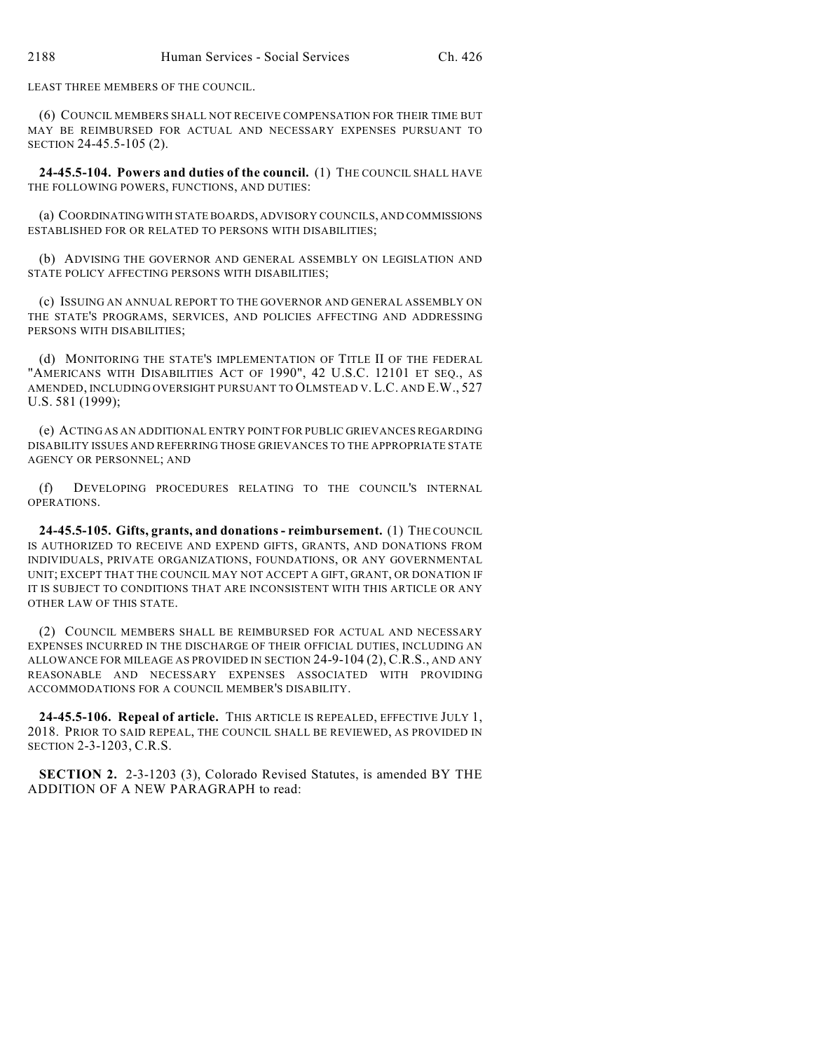LEAST THREE MEMBERS OF THE COUNCIL.

(6) COUNCIL MEMBERS SHALL NOT RECEIVE COMPENSATION FOR THEIR TIME BUT MAY BE REIMBURSED FOR ACTUAL AND NECESSARY EXPENSES PURSUANT TO SECTION 24-45.5-105 (2).

**24-45.5-104. Powers and duties of the council.** (1) THE COUNCIL SHALL HAVE THE FOLLOWING POWERS, FUNCTIONS, AND DUTIES:

(a) COORDINATING WITH STATE BOARDS, ADVISORY COUNCILS, AND COMMISSIONS ESTABLISHED FOR OR RELATED TO PERSONS WITH DISABILITIES;

(b) ADVISING THE GOVERNOR AND GENERAL ASSEMBLY ON LEGISLATION AND STATE POLICY AFFECTING PERSONS WITH DISABILITIES;

(c) ISSUING AN ANNUAL REPORT TO THE GOVERNOR AND GENERAL ASSEMBLY ON THE STATE'S PROGRAMS, SERVICES, AND POLICIES AFFECTING AND ADDRESSING PERSONS WITH DISABILITIES;

(d) MONITORING THE STATE'S IMPLEMENTATION OF TITLE II OF THE FEDERAL "AMERICANS WITH DISABILITIES ACT OF 1990", 42 U.S.C. 12101 ET SEQ., AS AMENDED, INCLUDING OVERSIGHT PURSUANT TO OLMSTEAD V. L.C. AND E.W., 527 U.S. 581 (1999);

(e) ACTING AS AN ADDITIONAL ENTRY POINT FOR PUBLIC GRIEVANCES REGARDING DISABILITY ISSUES AND REFERRING THOSE GRIEVANCES TO THE APPROPRIATE STATE AGENCY OR PERSONNEL; AND

(f) DEVELOPING PROCEDURES RELATING TO THE COUNCIL'S INTERNAL OPERATIONS.

**24-45.5-105. Gifts, grants, and donations - reimbursement.** (1) THE COUNCIL IS AUTHORIZED TO RECEIVE AND EXPEND GIFTS, GRANTS, AND DONATIONS FROM INDIVIDUALS, PRIVATE ORGANIZATIONS, FOUNDATIONS, OR ANY GOVERNMENTAL UNIT; EXCEPT THAT THE COUNCIL MAY NOT ACCEPT A GIFT, GRANT, OR DONATION IF IT IS SUBJECT TO CONDITIONS THAT ARE INCONSISTENT WITH THIS ARTICLE OR ANY OTHER LAW OF THIS STATE.

(2) COUNCIL MEMBERS SHALL BE REIMBURSED FOR ACTUAL AND NECESSARY EXPENSES INCURRED IN THE DISCHARGE OF THEIR OFFICIAL DUTIES, INCLUDING AN ALLOWANCE FOR MILEAGE AS PROVIDED IN SECTION 24-9-104 (2), C.R.S., AND ANY REASONABLE AND NECESSARY EXPENSES ASSOCIATED WITH PROVIDING ACCOMMODATIONS FOR A COUNCIL MEMBER'S DISABILITY.

**24-45.5-106. Repeal of article.** THIS ARTICLE IS REPEALED, EFFECTIVE JULY 1, 2018. PRIOR TO SAID REPEAL, THE COUNCIL SHALL BE REVIEWED, AS PROVIDED IN SECTION 2-3-1203, C.R.S.

**SECTION 2.** 2-3-1203 (3), Colorado Revised Statutes, is amended BY THE ADDITION OF A NEW PARAGRAPH to read: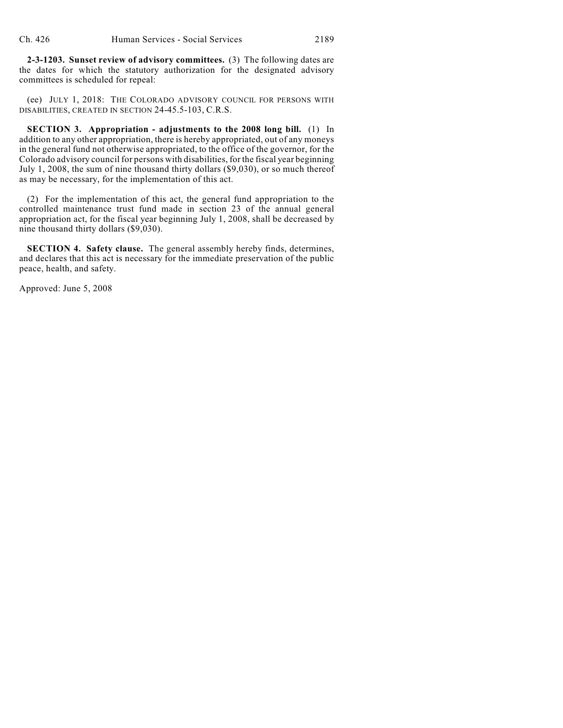**2-3-1203. Sunset review of advisory committees.** (3) The following dates are the dates for which the statutory authorization for the designated advisory committees is scheduled for repeal:

(ee) JULY 1, 2018: THE COLORADO ADVISORY COUNCIL FOR PERSONS WITH DISABILITIES, CREATED IN SECTION 24-45.5-103, C.R.S.

**SECTION 3. Appropriation - adjustments to the 2008 long bill.** (1) In addition to any other appropriation, there is hereby appropriated, out of any moneys in the general fund not otherwise appropriated, to the office of the governor, for the Colorado advisory council for persons with disabilities, for the fiscal year beginning July 1, 2008, the sum of nine thousand thirty dollars ($9,030), or so much thereof as may be necessary, for the implementation of this act.

(2) For the implementation of this act, the general fund appropriation to the controlled maintenance trust fund made in section 23 of the annual general appropriation act, for the fiscal year beginning July 1, 2008, shall be decreased by nine thousand thirty dollars ($9,030).

**SECTION 4. Safety clause.** The general assembly hereby finds, determines, and declares that this act is necessary for the immediate preservation of the public peace, health, and safety.

Approved: June 5, 2008